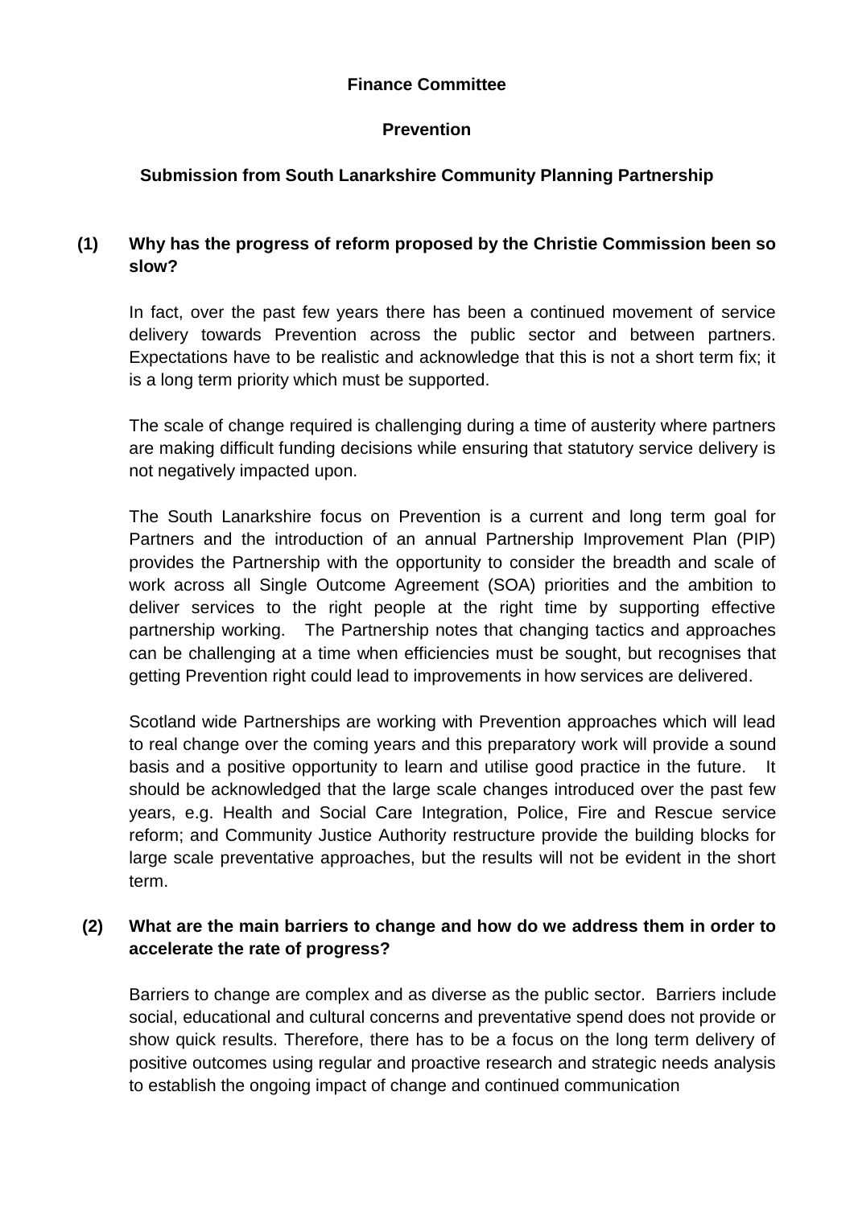**Finance Committee**

**Prevention**

**Submission from South Lanarkshire Community Planning Partnership**

**(1) Why has the progress of reform proposed by the Christie Commission been so slow?**

In fact, over the past few years there has been a continued movement of service delivery towards Prevention across the public sector and between partners. Expectations have to be realistic and acknowledge that this is not a short term fix; it is a long term priority which must be supported.

The scale of change required is challenging during a time of austerity where partners are making difficult funding decisions while ensuring that statutory service delivery is not negatively impacted upon.

The South Lanarkshire focus on Prevention is a current and long term goal for Partners and the introduction of an annual Partnership Improvement Plan (PIP) provides the Partnership with the opportunity to consider the breadth and scale of work across all Single Outcome Agreement (SOA) priorities and the ambition to deliver services to the right people at the right time by supporting effective partnership working. The Partnership notes that changing tactics and approaches can be challenging at a time when efficiencies must be sought, but recognises that getting Prevention right could lead to improvements in how services are delivered.

Scotland wide Partnerships are working with Prevention approaches which will lead to real change over the coming years and this preparatory work will provide a sound basis and a positive opportunity to learn and utilise good practice in the future. It should be acknowledged that the large scale changes introduced over the past few years, e.g. Health and Social Care Integration, Police, Fire and Rescue service reform; and Community Justice Authority restructure provide the building blocks for large scale preventative approaches, but the results will not be evident in the short term.

**(2) What are the main barriers to change and how do we address them in order to accelerate the rate of progress?**

Barriers to change are complex and as diverse as the public sector. Barriers include social, educational and cultural concerns and preventative spend does not provide or show quick results. Therefore, there has to be a focus on the long term delivery of positive outcomes using regular and proactive research and strategic needs analysis to establish the ongoing impact of change and continued communication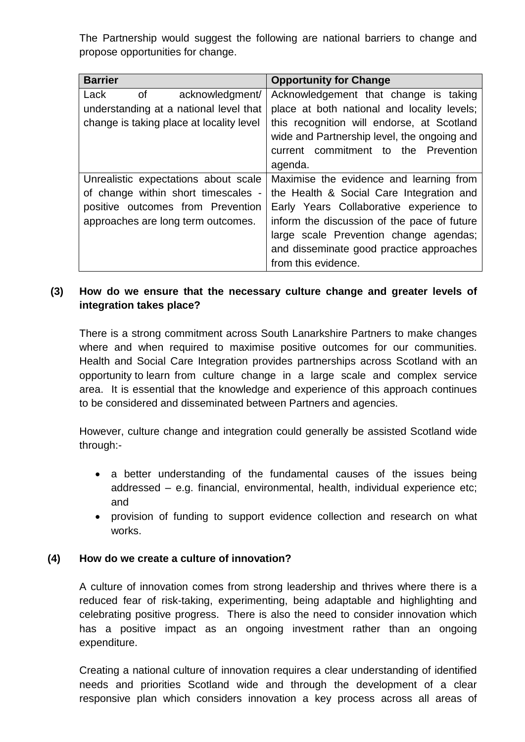The Partnership would suggest the following are national barriers to change and propose opportunities for change.

| Barrier | Opportunity for Change |
| --- | --- |
| Lack of acknowledgment/ understanding at a national level that change is taking place at locality level | Acknowledgement that change is taking place at both national and locality levels; this recognition will endorse, at Scotland wide and Partnership level, the ongoing and current commitment to the Prevention agenda. |
| Unrealistic expectations about scale of change within short timescales - positive outcomes from Prevention approaches are long term outcomes. | Maximise the evidence and learning from the Health & Social Care Integration and Early Years Collaborative experience to inform the discussion of the pace of future large scale Prevention change agendas; and disseminate good practice approaches from this evidence. |

**(3) How do we ensure that the necessary culture change and greater levels of integration takes place?**

There is a strong commitment across South Lanarkshire Partners to make changes where and when required to maximise positive outcomes for our communities. Health and Social Care Integration provides partnerships across Scotland with an opportunity to learn from culture change in a large scale and complex service area. It is essential that the knowledge and experience of this approach continues to be considered and disseminated between Partners and agencies.

However, culture change and integration could generally be assisted Scotland wide through:-

- a better understanding of the fundamental causes of the issues being addressed – e.g. financial, environmental, health, individual experience etc; and
- provision of funding to support evidence collection and research on what works.

**(4) How do we create a culture of innovation?**

A culture of innovation comes from strong leadership and thrives where there is a reduced fear of risk-taking, experimenting, being adaptable and highlighting and celebrating positive progress. There is also the need to consider innovation which has a positive impact as an ongoing investment rather than an ongoing expenditure.

Creating a national culture of innovation requires a clear understanding of identified needs and priorities Scotland wide and through the development of a clear responsive plan which considers innovation a key process across all areas of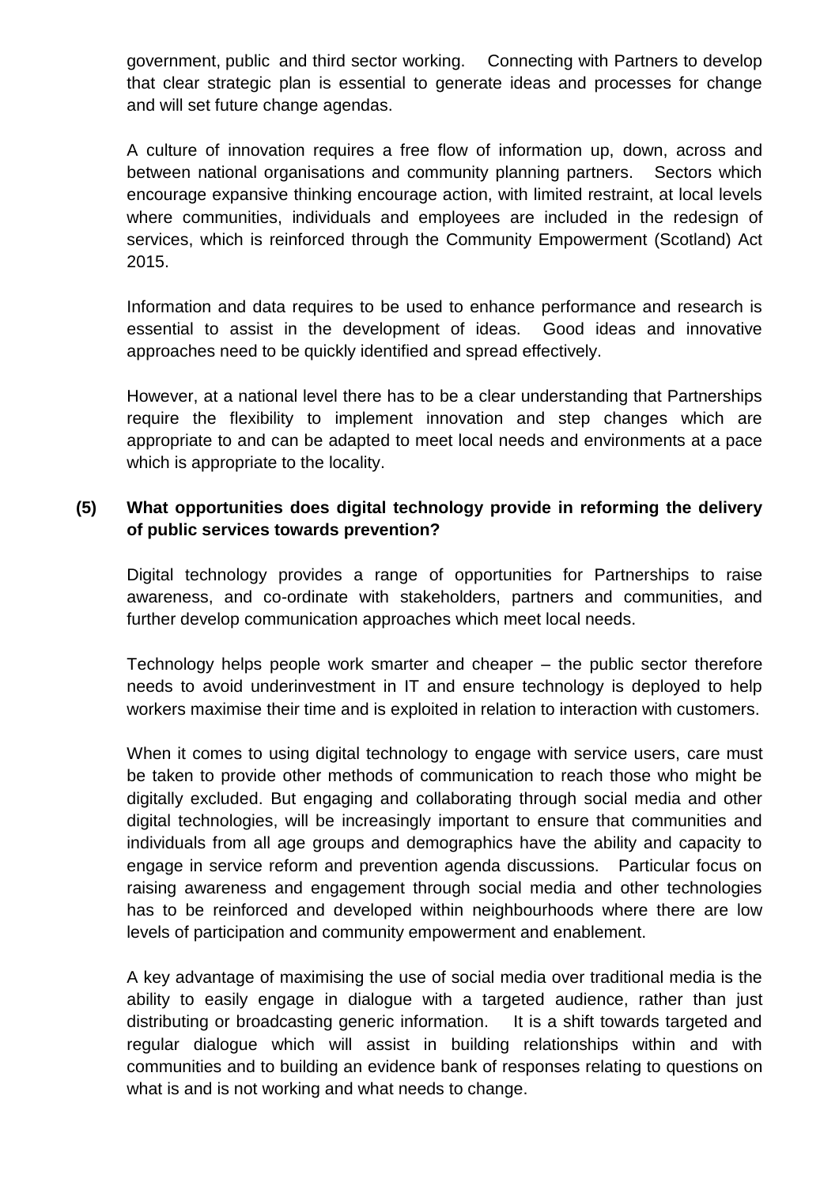government, public and third sector working. Connecting with Partners to develop that clear strategic plan is essential to generate ideas and processes for change and will set future change agendas.

A culture of innovation requires a free flow of information up, down, across and between national organisations and community planning partners. Sectors which encourage expansive thinking encourage action, with limited restraint, at local levels where communities, individuals and employees are included in the redesign of services, which is reinforced through the Community Empowerment (Scotland) Act 2015.

Information and data requires to be used to enhance performance and research is essential to assist in the development of ideas. Good ideas and innovative approaches need to be quickly identified and spread effectively.

However, at a national level there has to be a clear understanding that Partnerships require the flexibility to implement innovation and step changes which are appropriate to and can be adapted to meet local needs and environments at a pace which is appropriate to the locality.

**(5) What opportunities does digital technology provide in reforming the delivery of public services towards prevention?**

Digital technology provides a range of opportunities for Partnerships to raise awareness, and co-ordinate with stakeholders, partners and communities, and further develop communication approaches which meet local needs.

Technology helps people work smarter and cheaper – the public sector therefore needs to avoid underinvestment in IT and ensure technology is deployed to help workers maximise their time and is exploited in relation to interaction with customers.

When it comes to using digital technology to engage with service users, care must be taken to provide other methods of communication to reach those who might be digitally excluded. But engaging and collaborating through social media and other digital technologies, will be increasingly important to ensure that communities and individuals from all age groups and demographics have the ability and capacity to engage in service reform and prevention agenda discussions. Particular focus on raising awareness and engagement through social media and other technologies has to be reinforced and developed within neighbourhoods where there are low levels of participation and community empowerment and enablement.

A key advantage of maximising the use of social media over traditional media is the ability to easily engage in dialogue with a targeted audience, rather than just distributing or broadcasting generic information. It is a shift towards targeted and regular dialogue which will assist in building relationships within and with communities and to building an evidence bank of responses relating to questions on what is and is not working and what needs to change.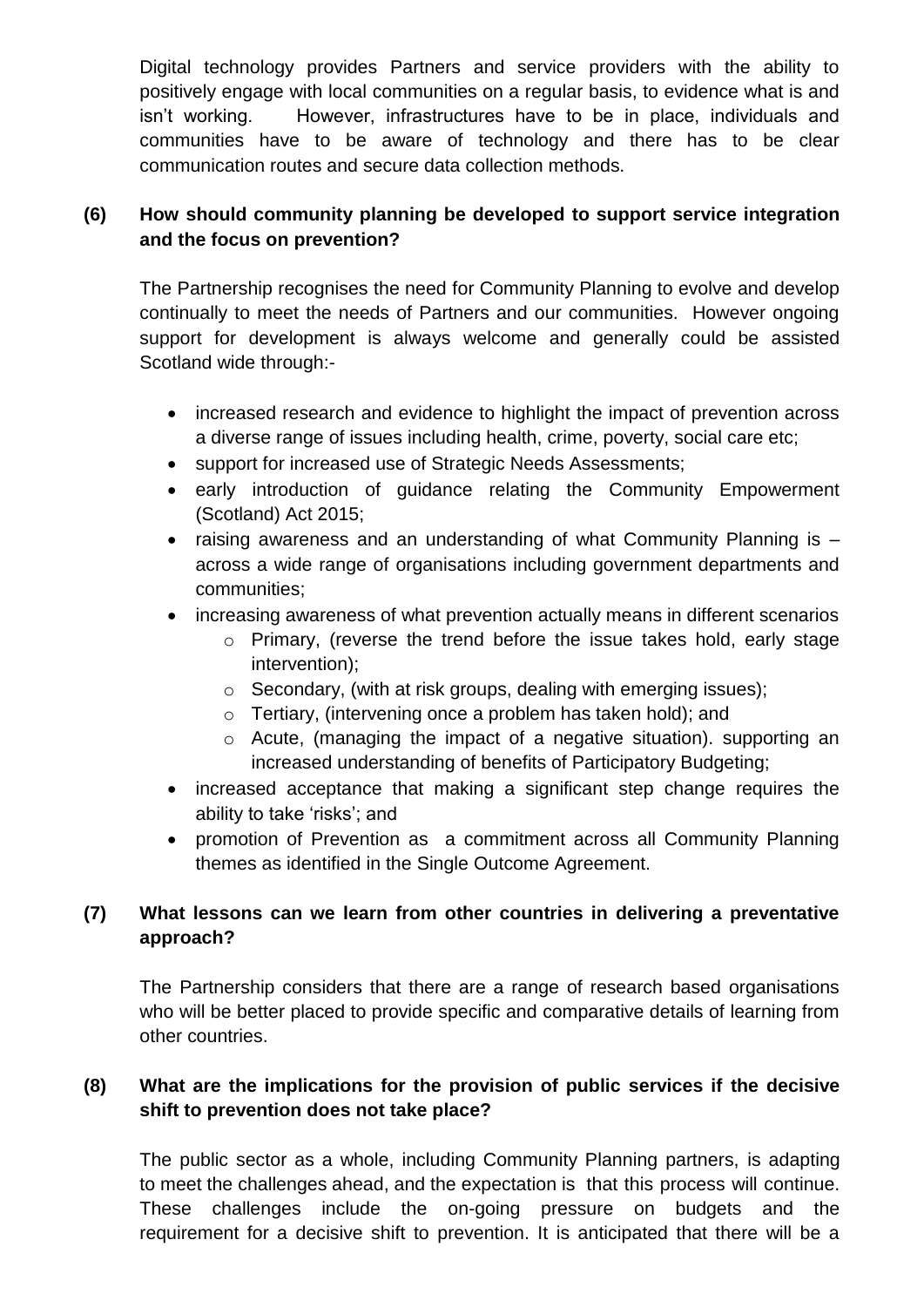Digital technology provides Partners and service providers with the ability to positively engage with local communities on a regular basis, to evidence what is and isn't working. However, infrastructures have to be in place, individuals and communities have to be aware of technology and there has to be clear communication routes and secure data collection methods.

**(6) How should community planning be developed to support service integration and the focus on prevention?**

The Partnership recognises the need for Community Planning to evolve and develop continually to meet the needs of Partners and our communities. However ongoing support for development is always welcome and generally could be assisted Scotland wide through:-

- increased research and evidence to highlight the impact of prevention across a diverse range of issues including health, crime, poverty, social care etc;
- support for increased use of Strategic Needs Assessments;
- early introduction of guidance relating the Community Empowerment (Scotland) Act 2015;
- raising awareness and an understanding of what Community Planning is – across a wide range of organisations including government departments and communities;
- increasing awareness of what prevention actually means in different scenarios
    - Primary, (reverse the trend before the issue takes hold, early stage intervention);
    - Secondary, (with at risk groups, dealing with emerging issues);
    - Tertiary, (intervening once a problem has taken hold); and
    - Acute, (managing the impact of a negative situation). supporting an increased understanding of benefits of Participatory Budgeting;
- increased acceptance that making a significant step change requires the ability to take 'risks'; and
- promotion of Prevention as a commitment across all Community Planning themes as identified in the Single Outcome Agreement.

**(7) What lessons can we learn from other countries in delivering a preventative approach?**

The Partnership considers that there are a range of research based organisations who will be better placed to provide specific and comparative details of learning from other countries.

**(8) What are the implications for the provision of public services if the decisive shift to prevention does not take place?**

The public sector as a whole, including Community Planning partners, is adapting to meet the challenges ahead, and the expectation is that this process will continue. These challenges include the on-going pressure on budgets and the requirement for a decisive shift to prevention. It is anticipated that there will be a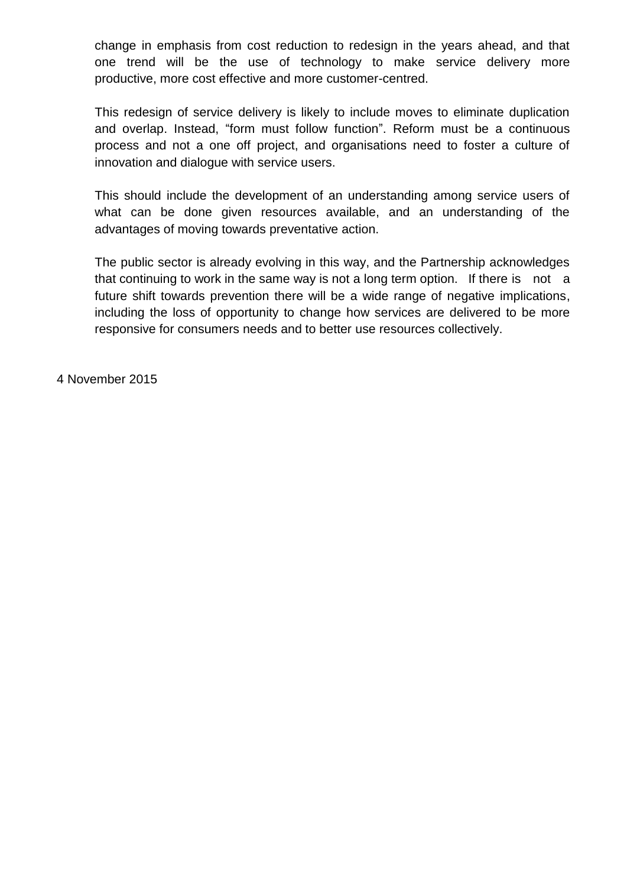change in emphasis from cost reduction to redesign in the years ahead, and that one trend will be the use of technology to make service delivery more productive, more cost effective and more customer-centred.

This redesign of service delivery is likely to include moves to eliminate duplication and overlap. Instead, "form must follow function". Reform must be a continuous process and not a one off project, and organisations need to foster a culture of innovation and dialogue with service users.

This should include the development of an understanding among service users of what can be done given resources available, and an understanding of the advantages of moving towards preventative action.

The public sector is already evolving in this way, and the Partnership acknowledges that continuing to work in the same way is not a long term option. If there is not a future shift towards prevention there will be a wide range of negative implications, including the loss of opportunity to change how services are delivered to be more responsive for consumers needs and to better use resources collectively.

4 November 2015